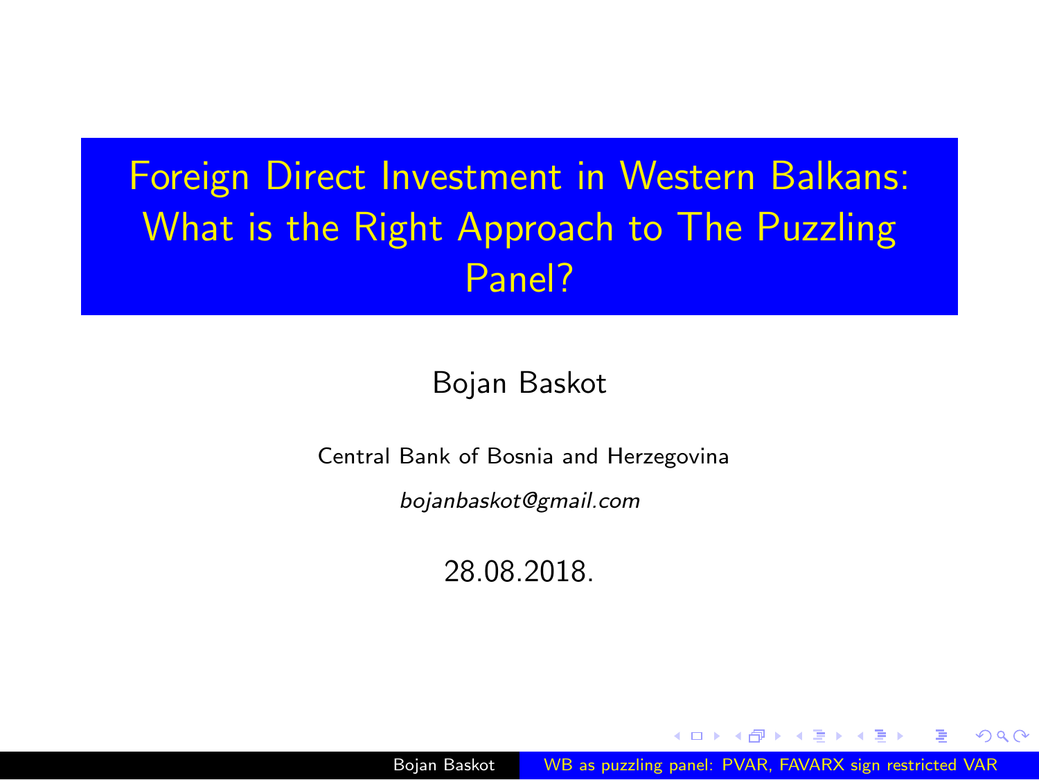# Foreign Direct Investment in Western Balkans: What is the Right Approach to The Puzzling Panel?

Bojan Baskot

Central Bank of Bosnia and Herzegovina

*bojanbaskot@gmail.com*

28.08.2018.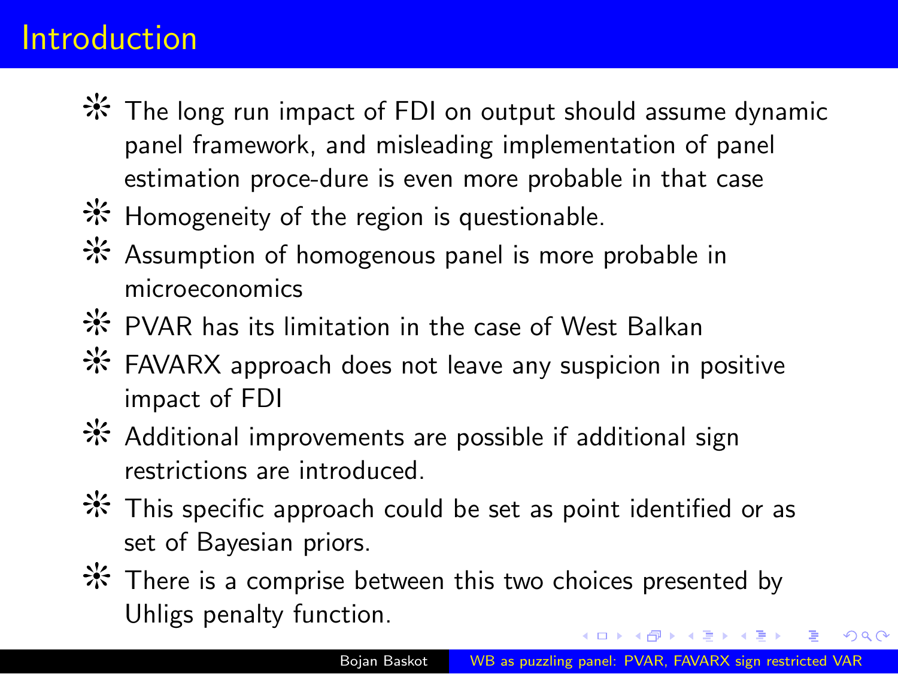# Introduction

- The long run impact of FDI on output should assume dynamic panel framework, and misleading implementation of panel estimation proce-dure is even more probable in that case
- Homogeneity of the region is questionable.
- Assumption of homogenous panel is more probable in microeconomics
- PVAR has its limitation in the case of West Balkan
- FAVARX approach does not leave any suspicion in positive impact of FDI
- Additional improvements are possible if additional sign restrictions are introduced.
- This specific approach could be set as point identified or as set of Bayesian priors.
- There is a comprise between this two choices presented by Uhligs penalty function.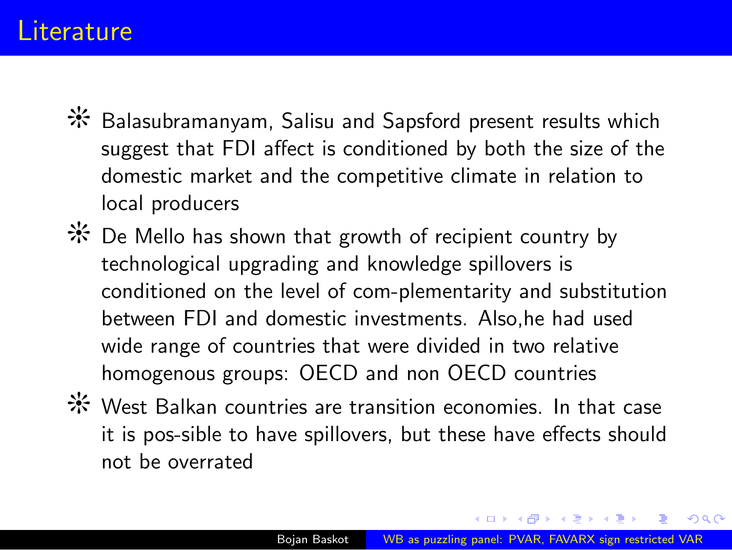# Literature

- Balasubramanyam, Salisu and Sapsford present results which suggest that FDI affect is conditioned by both the size of the domestic market and the competitive climate in relation to local producers
- De Mello has shown that growth of recipient country by technological upgrading and knowledge spillovers is conditioned on the level of com-plementarity and substitution between FDI and domestic investments. Also,he had used wide range of countries that were divided in two relative homogenous groups: OECD and non OECD countries
- West Balkan countries are transition economies. In that case it is pos-sible to have spillovers, but these have effects should not be overrated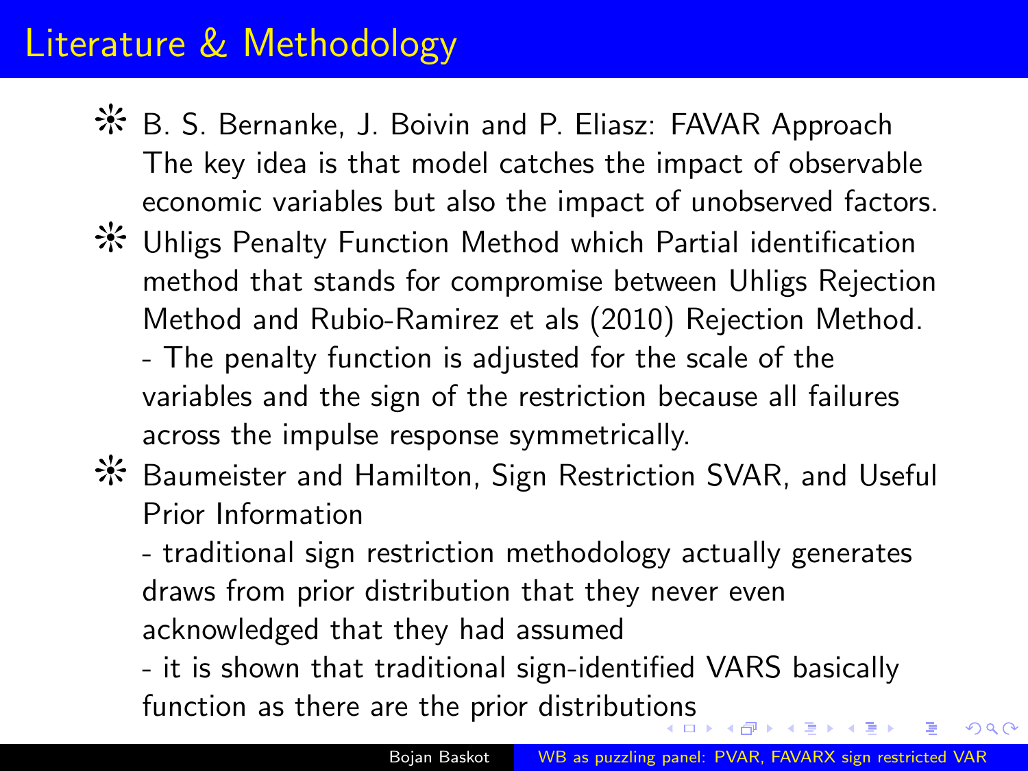# Literature & Methodology

- B. S. Bernanke, J. Boivin and P. Eliasz: FAVAR Approach
  The key idea is that model catches the impact of observable economic variables but also the impact of unobserved factors.
- Uhligs Penalty Function Method which Partial identification method that stands for compromise between Uhligs Rejection Method and Rubio-Ramirez et als (2010) Rejection Method.
  - The penalty function is adjusted for the scale of the variables and the sign of the restriction because all failures across the impulse response symmetrically.
- Baumeister and Hamilton, Sign Restriction SVAR, and Useful Prior Information
  - traditional sign restriction methodology actually generates draws from prior distribution that they never even acknowledged that they had assumed
  - it is shown that traditional sign-identified VARS basically function as there are the prior distributions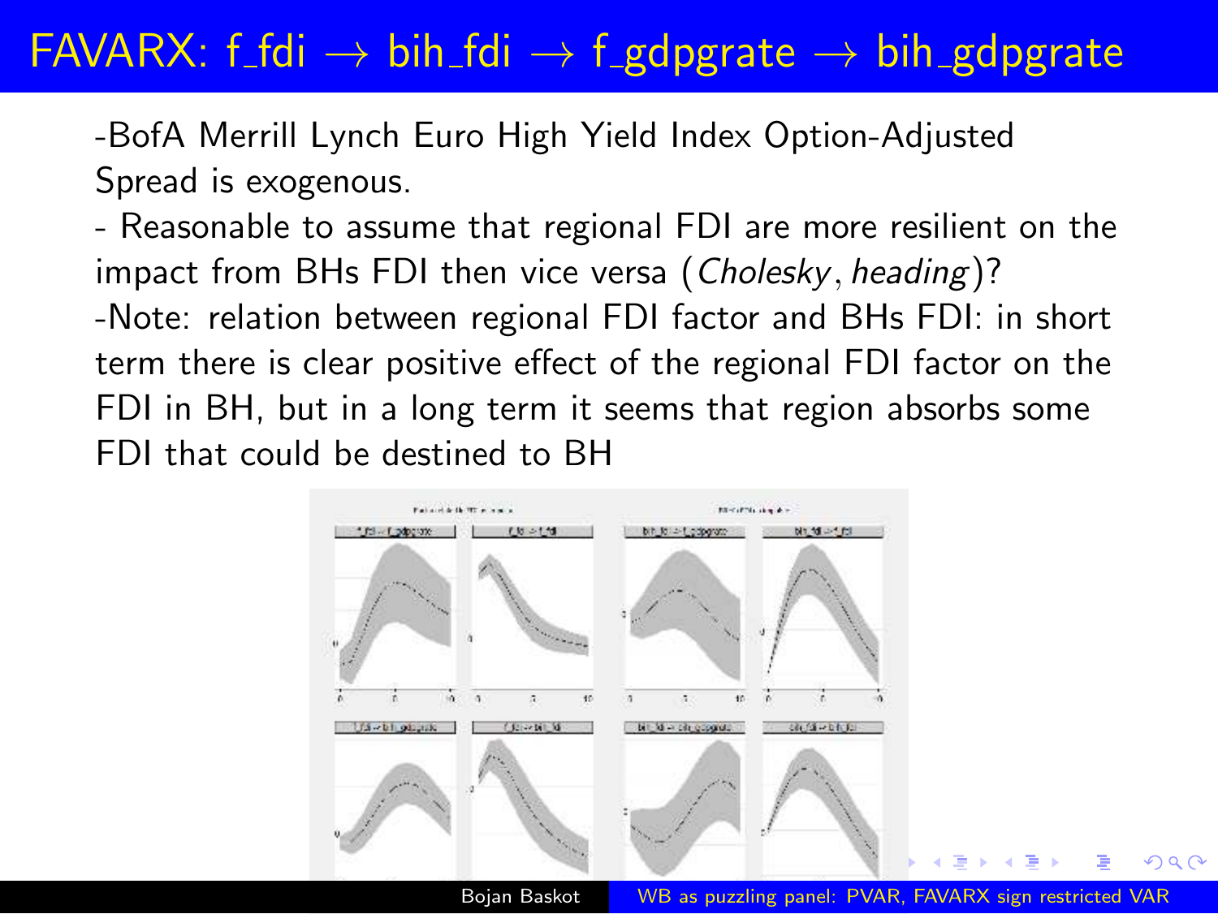# FAVARX: f_fdi → bih_fdi → f_gdpgrate → bih_gdpgrate

-BofA Merrill Lynch Euro High Yield Index Option-Adjusted Spread is exogenous.

- Reasonable to assume that regional FDI are more resilient on the impact from BHs FDI then vice versa (*Cholesky*, *heading*)?

-Note: relation between regional FDI factor and BHs FDI: in short term there is clear positive effect of the regional FDI factor on the FDI in BH, but in a long term it seems that region absorbs some FDI that could be destined to BH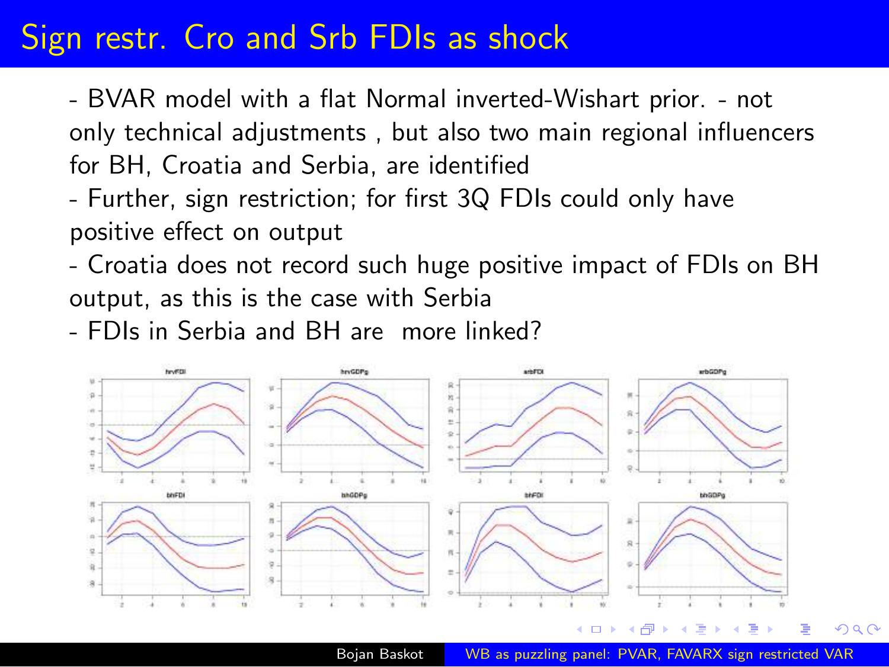# Sign restr. Cro and Srb FDIs as shock

- BVAR model with a flat Normal inverted-Wishart prior. - not only technical adjustments , but also two main regional influencers for BH, Croatia and Serbia, are identified
- Further, sign restriction; for first 3Q FDIs could only have positive effect on output
- Croatia does not record such huge positive impact of FDIs on BH output, as this is the case with Serbia
- FDIs in Serbia and BH are more linked?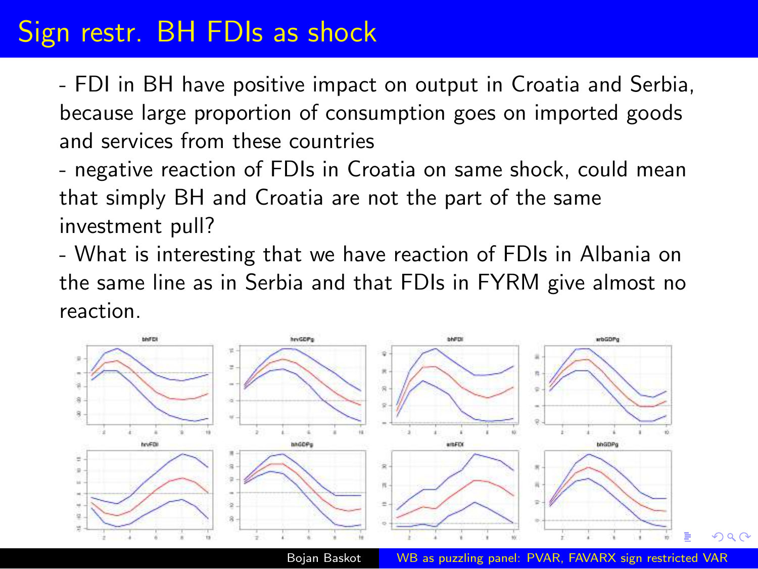# Sign restr. BH FDIs as shock

- FDI in BH have positive impact on output in Croatia and Serbia, because large proportion of consumption goes on imported goods and services from these countries
- negative reaction of FDIs in Croatia on same shock, could mean that simply BH and Croatia are not the part of the same investment pull?
- What is interesting that we have reaction of FDIs in Albania on the same line as in Serbia and that FDIs in FYRM give almost no reaction.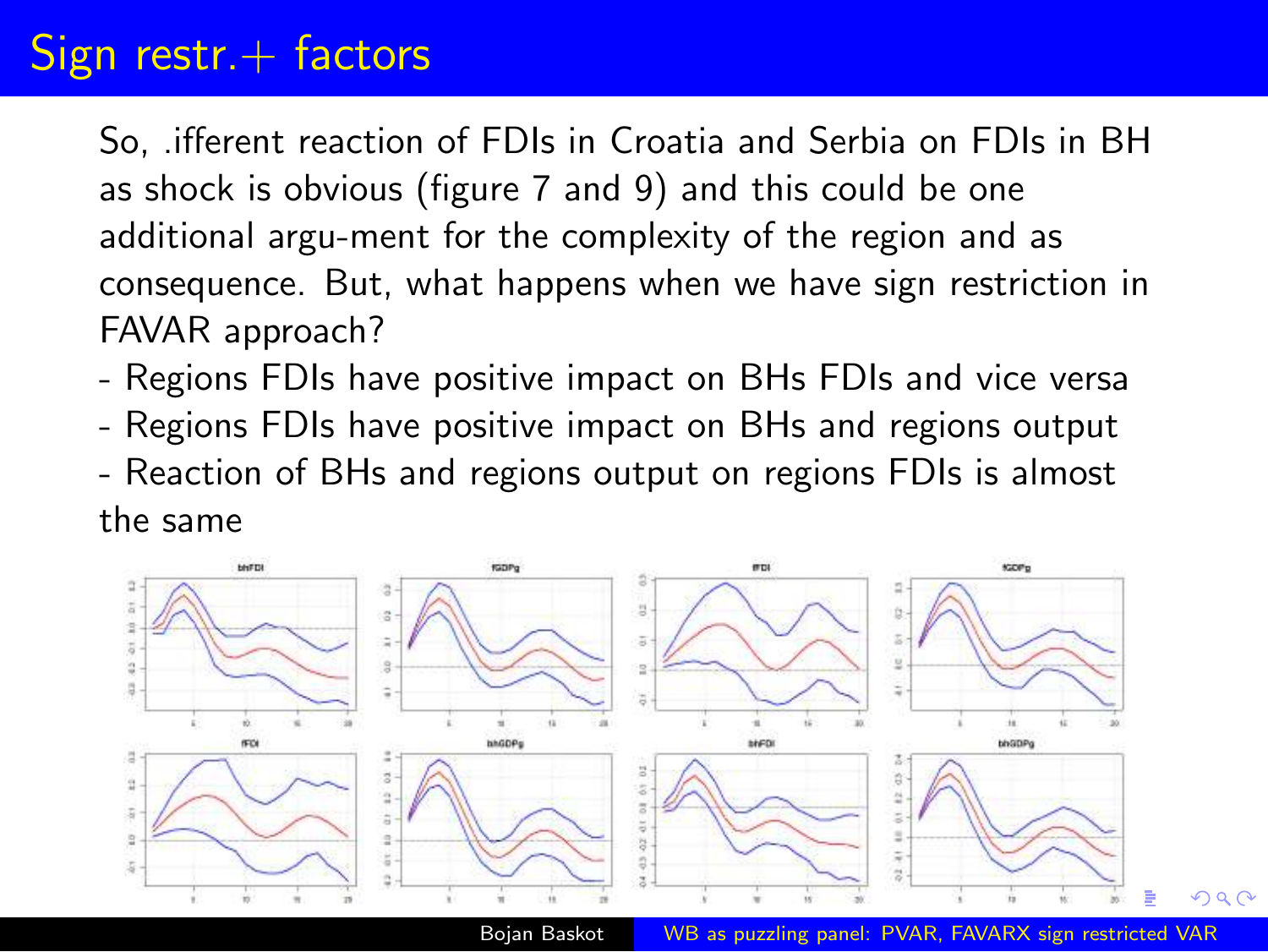# Sign restr.+ factors

So, .ifferent reaction of FDIs in Croatia and Serbia on FDIs in BH as shock is obvious (figure 7 and 9) and this could be one additional argu-ment for the complexity of the region and as consequence. But, what happens when we have sign restriction in FAVAR approach?

- Regions FDIs have positive impact on BHs FDIs and vice versa
- Regions FDIs have positive impact on BHs and regions output
- Reaction of BHs and regions output on regions FDIs is almost the same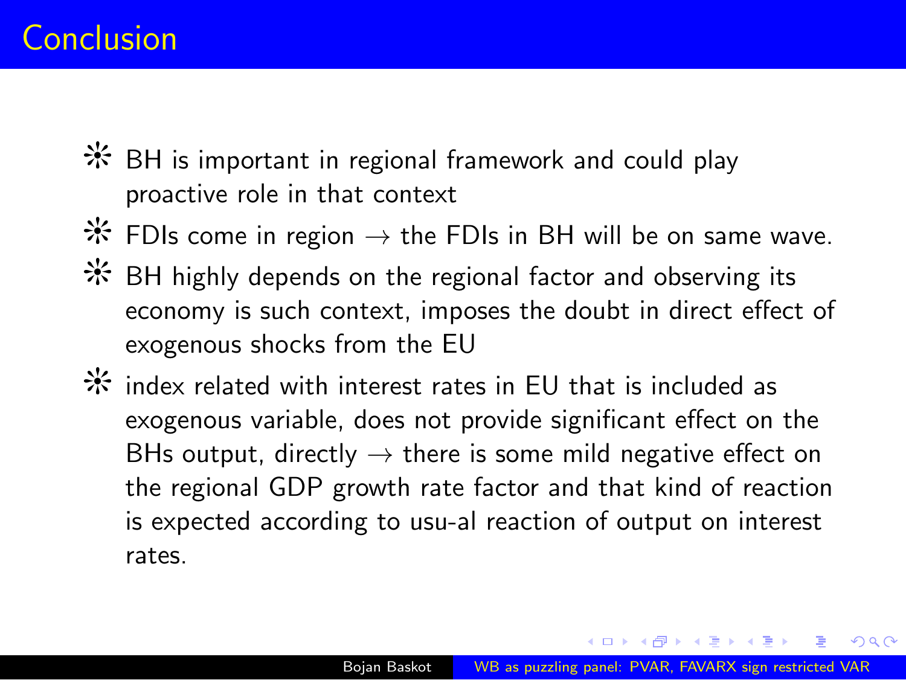# Conclusion

- BH is important in regional framework and could play proactive role in that context
- FDIs come in region $\rightarrow$ the FDIs in BH will be on same wave.
- BH highly depends on the regional factor and observing its economy is such context, imposes the doubt in direct effect of exogenous shocks from the EU
- index related with interest rates in EU that is included as exogenous variable, does not provide significant effect on the BHs output, directly $\rightarrow$ there is some mild negative effect on the regional GDP growth rate factor and that kind of reaction is expected according to usu-al reaction of output on interest rates.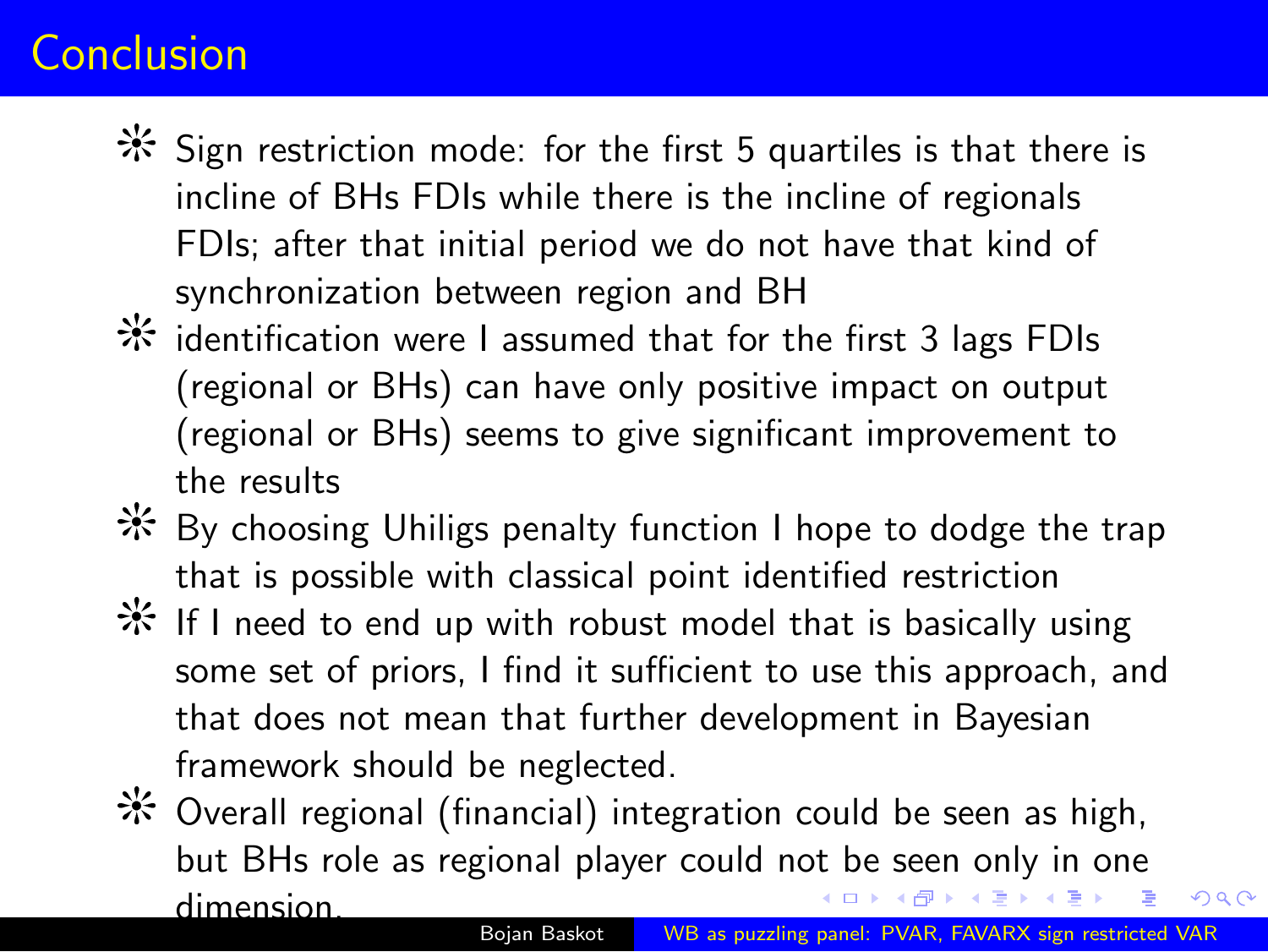# Conclusion

- Sign restriction mode: for the first 5 quartiles is that there is incline of BHs FDIs while there is the incline of regionals FDIs; after that initial period we do not have that kind of synchronization between region and BH
- identification were I assumed that for the first 3 lags FDIs (regional or BHs) can have only positive impact on output (regional or BHs) seems to give significant improvement to the results
- By choosing Uhiligs penalty function I hope to dodge the trap that is possible with classical point identified restriction
- If I need to end up with robust model that is basically using some set of priors, I find it sufficient to use this approach, and that does not mean that further development in Bayesian framework should be neglected.
- Overall regional (financial) integration could be seen as high, but BHs role as regional player could not be seen only in one dimension.